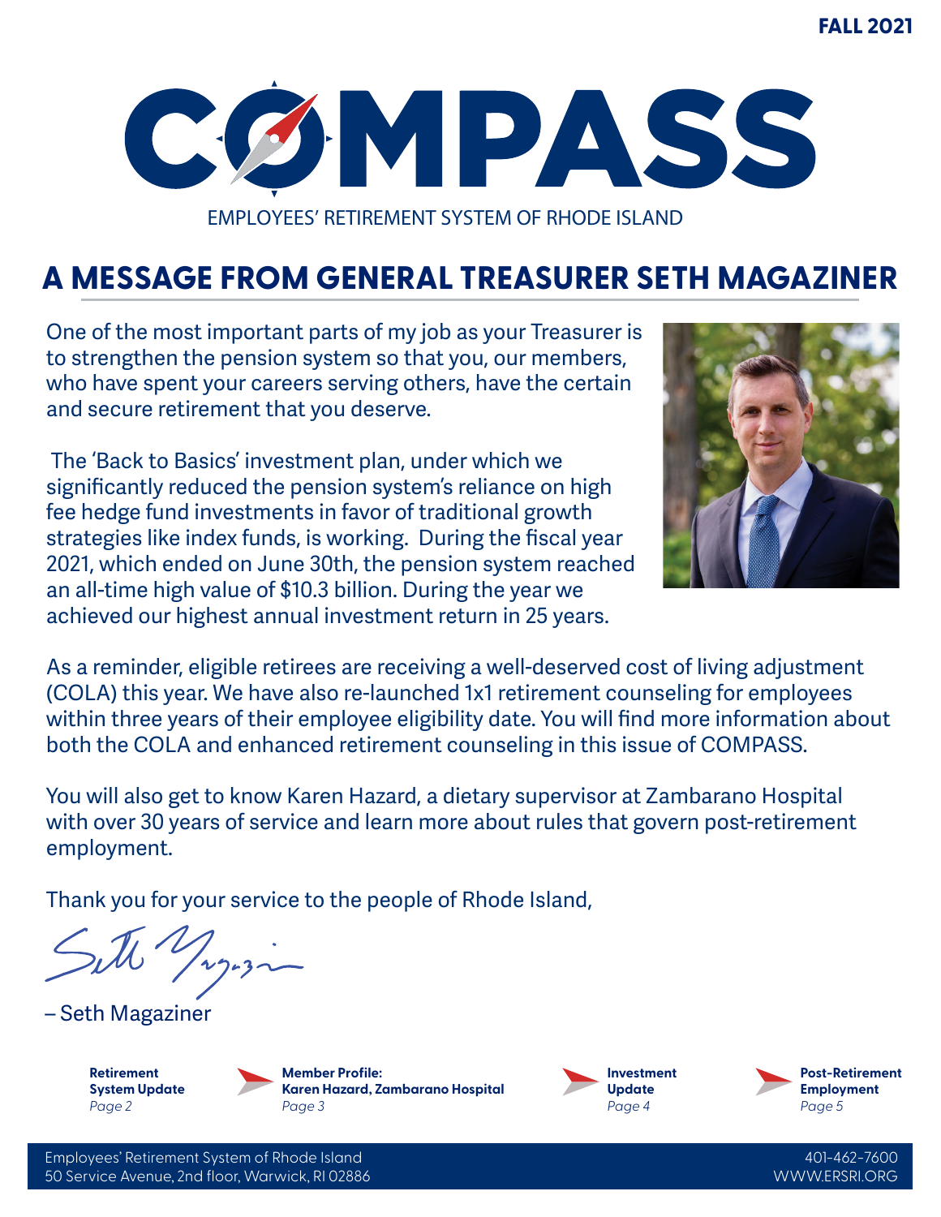FALL 2021

# COMPASS

EMPLOYEES' RETIREMENT SYSTEM OF RHODE ISLAND

## A MESSAGE FROM GENERAL TREASURER SETH MAGAZINER

One of the most important parts of my job as your Treasurer is to strengthen the pension system so that you, our members, who have spent your careers serving others, have the certain and secure retirement that you deserve.

The 'Back to Basics' investment plan, under which we significantly reduced the pension system's reliance on high fee hedge fund investments in favor of traditional growth strategies like index funds, is working. During the fiscal year 2021, which ended on June 30th, the pension system reached an all-time high value of $10.3 billion. During the year we achieved our highest annual investment return in 25 years.

As a reminder, eligible retirees are receiving a well-deserved cost of living adjustment (COLA) this year. We have also re-launched 1x1 retirement counseling for employees within three years of their employee eligibility date. You will find more information about both the COLA and enhanced retirement counseling in this issue of COMPASS.

You will also get to know Karen Hazard, a dietary supervisor at Zambarano Hospital with over 30 years of service and learn more about rules that govern post-retirement employment.

Thank you for your service to the people of Rhode Island,

– Seth Magaziner

**Retirement System Update** *Page 2*

**Member Profile: Karen Hazard, Zambarano Hospital** *Page 3*

**Investment Update** *Page 4*

**Post-Retirement Employment** *Page 5*

Employees' Retirement System of Rhode Island
50 Service Avenue, 2nd floor, Warwick, RI 02886
401-462-7600
WWW.ERSRI.ORG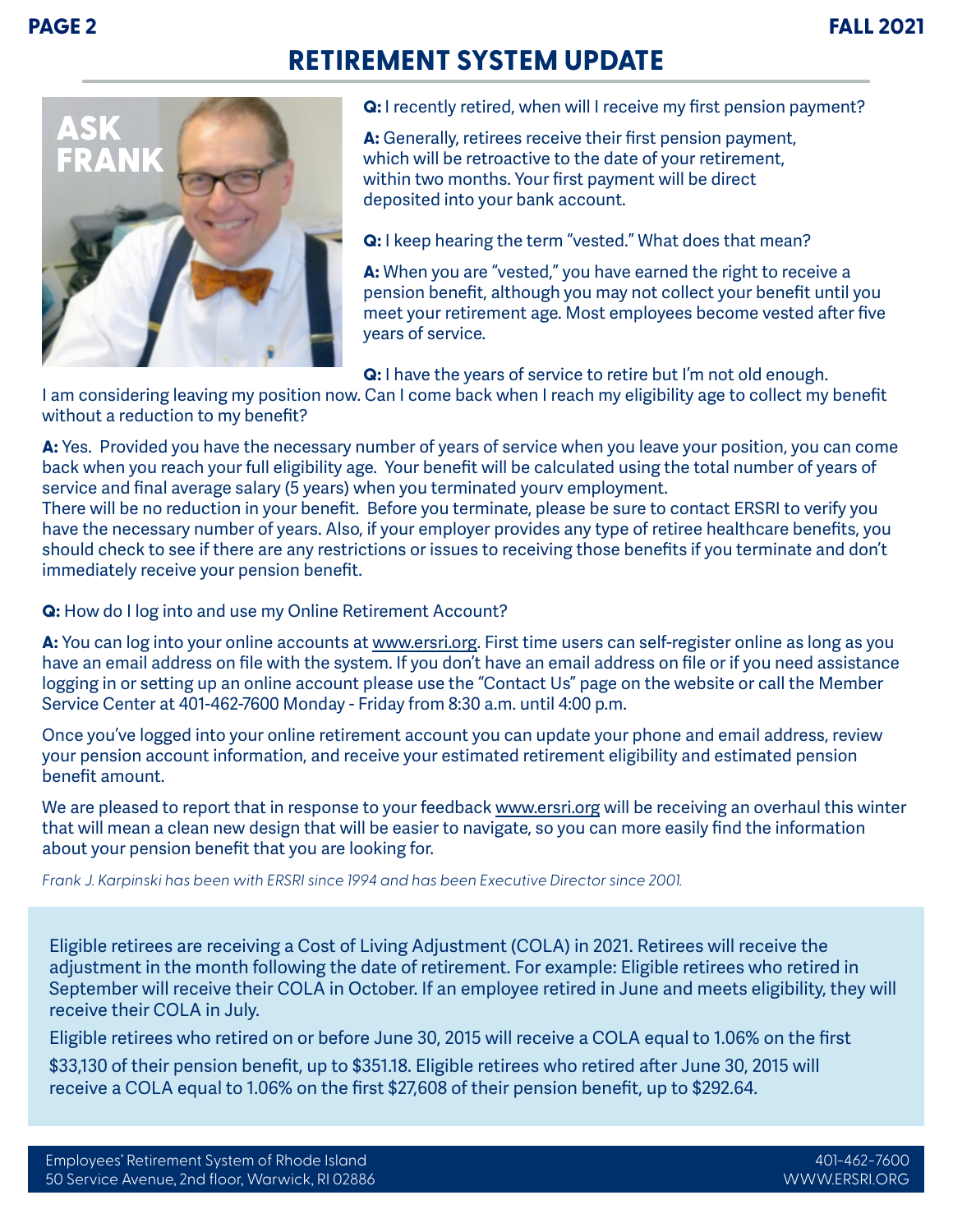# RETIREMENT SYSTEM UPDATE

## ASK FRANK

**Q:** I recently retired, when will I receive my first pension payment?

**A:** Generally, retirees receive their first pension payment, which will be retroactive to the date of your retirement, within two months. Your first payment will be direct deposited into your bank account.

**Q:** I keep hearing the term "vested." What does that mean?

**A:** When you are "vested," you have earned the right to receive a pension benefit, although you may not collect your benefit until you meet your retirement age. Most employees become vested after five years of service.

**Q:** I have the years of service to retire but I'm not old enough. I am considering leaving my position now. Can I come back when I reach my eligibility age to collect my benefit without a reduction to my benefit?

**A:** Yes. Provided you have the necessary number of years of service when you leave your position, you can come back when you reach your full eligibility age. Your benefit will be calculated using the total number of years of service and final average salary (5 years) when you terminated yourv employment.
There will be no reduction in your benefit. Before you terminate, please be sure to contact ERSRI to verify you have the necessary number of years. Also, if your employer provides any type of retiree healthcare benefits, you should check to see if there are any restrictions or issues to receiving those benefits if you terminate and don't immediately receive your pension benefit.

**Q:** How do I log into and use my Online Retirement Account?

**A:** You can log into your online accounts at www.ersri.org. First time users can self-register online as long as you have an email address on file with the system. If you don't have an email address on file or if you need assistance logging in or setting up an online account please use the "Contact Us" page on the website or call the Member Service Center at 401-462-7600 Monday - Friday from 8:30 a.m. until 4:00 p.m.

Once you've logged into your online retirement account you can update your phone and email address, review your pension account information, and receive your estimated retirement eligibility and estimated pension benefit amount.

We are pleased to report that in response to your feedback www.ersri.org will be receiving an overhaul this winter that will mean a clean new design that will be easier to navigate, so you can more easily find the information about your pension benefit that you are looking for.

*Frank J. Karpinski has been with ERSRI since 1994 and has been Executive Director since 2001.*

Eligible retirees are receiving a Cost of Living Adjustment (COLA) in 2021. Retirees will receive the adjustment in the month following the date of retirement. For example: Eligible retirees who retired in September will receive their COLA in October. If an employee retired in June and meets eligibility, they will receive their COLA in July.

Eligible retirees who retired on or before June 30, 2015 will receive a COLA equal to 1.06% on the first $33,130 of their pension benefit, up to $351.18. Eligible retirees who retired after June 30, 2015 will receive a COLA equal to 1.06% on the first $27,608 of their pension benefit, up to $292.64.

Employees' Retirement System of Rhode Island
50 Service Avenue, 2nd floor, Warwick, RI 02886
401-462-7600
WWW.ERSRI.ORG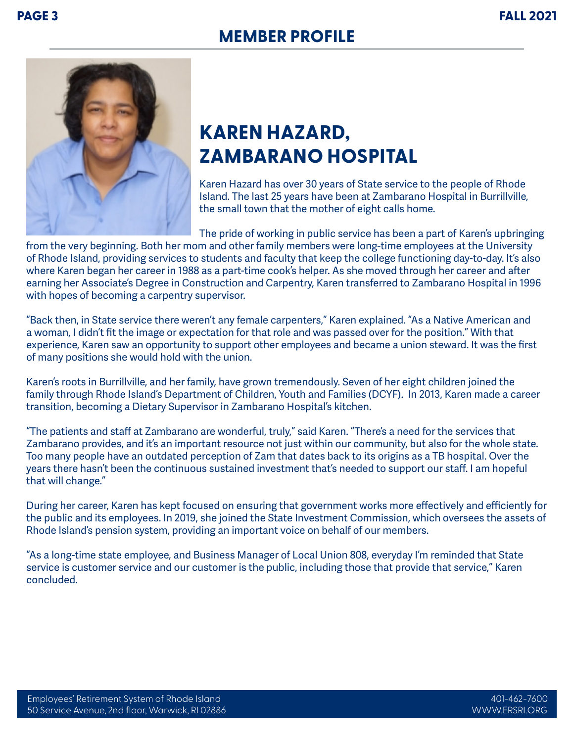## MEMBER PROFILE

# KAREN HAZARD, ZAMBARANO HOSPITAL

Karen Hazard has over 30 years of State service to the people of Rhode Island. The last 25 years have been at Zambarano Hospital in Burrillville, the small town that the mother of eight calls home.

The pride of working in public service has been a part of Karen's upbringing from the very beginning. Both her mom and other family members were long-time employees at the University of Rhode Island, providing services to students and faculty that keep the college functioning day-to-day. It's also where Karen began her career in 1988 as a part-time cook's helper. As she moved through her career and after earning her Associate's Degree in Construction and Carpentry, Karen transferred to Zambarano Hospital in 1996 with hopes of becoming a carpentry supervisor.

"Back then, in State service there weren't any female carpenters," Karen explained. "As a Native American and a woman, I didn't fit the image or expectation for that role and was passed over for the position." With that experience, Karen saw an opportunity to support other employees and became a union steward. It was the first of many positions she would hold with the union.

Karen's roots in Burrillville, and her family, have grown tremendously. Seven of her eight children joined the family through Rhode Island's Department of Children, Youth and Families (DCYF). In 2013, Karen made a career transition, becoming a Dietary Supervisor in Zambarano Hospital's kitchen.

"The patients and staff at Zambarano are wonderful, truly," said Karen. "There's a need for the services that Zambarano provides, and it's an important resource not just within our community, but also for the whole state. Too many people have an outdated perception of Zam that dates back to its origins as a TB hospital. Over the years there hasn't been the continuous sustained investment that's needed to support our staff. I am hopeful that will change."

During her career, Karen has kept focused on ensuring that government works more effectively and efficiently for the public and its employees. In 2019, she joined the State Investment Commission, which oversees the assets of Rhode Island's pension system, providing an important voice on behalf of our members.

"As a long-time state employee, and Business Manager of Local Union 808, everyday I'm reminded that State service is customer service and our customer is the public, including those that provide that service," Karen concluded.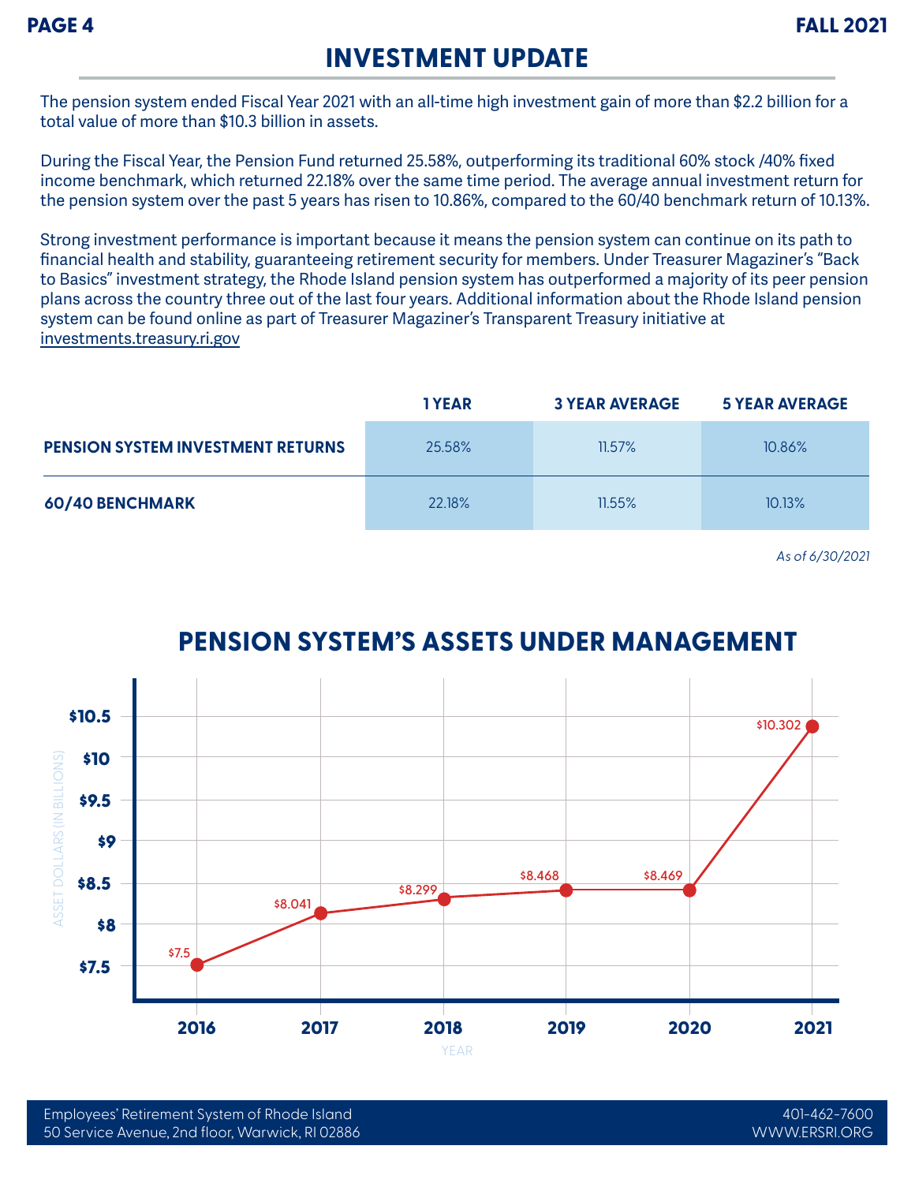# INVESTMENT UPDATE

The pension system ended Fiscal Year 2021 with an all-time high investment gain of more than $2.2 billion for a total value of more than $10.3 billion in assets.

During the Fiscal Year, the Pension Fund returned 25.58%, outperforming its traditional 60% stock /40% fixed income benchmark, which returned 22.18% over the same time period. The average annual investment return for the pension system over the past 5 years has risen to 10.86%, compared to the 60/40 benchmark return of 10.13%.

Strong investment performance is important because it means the pension system can continue on its path to financial health and stability, guaranteeing retirement security for members. Under Treasurer Magaziner's "Back to Basics" investment strategy, the Rhode Island pension system has outperformed a majority of its peer pension plans across the country three out of the last four years. Additional information about the Rhode Island pension system can be found online as part of Treasurer Magaziner's Transparent Treasury initiative at investments.treasury.ri.gov

| | 1 YEAR | 3 YEAR AVERAGE | 5 YEAR AVERAGE |
|---|---|---|---|
| **PENSION SYSTEM INVESTMENT RETURNS** | 25.58% | 11.57% | 10.86% |
| **60/40 BENCHMARK** | 22.18% | 11.55% | 10.13% |

*As of 6/30/2021*

## PENSION SYSTEM'S ASSETS UNDER MANAGEMENT

| YEAR | ASSET DOLLARS (IN BILLIONS) |
|---|---|
| 2016 | $7.5 |
| 2017 | $8.041 |
| 2018 | $8.299 |
| 2019 | $8.468 |
| 2020 | $8.469 |
| 2021 | $10.302 |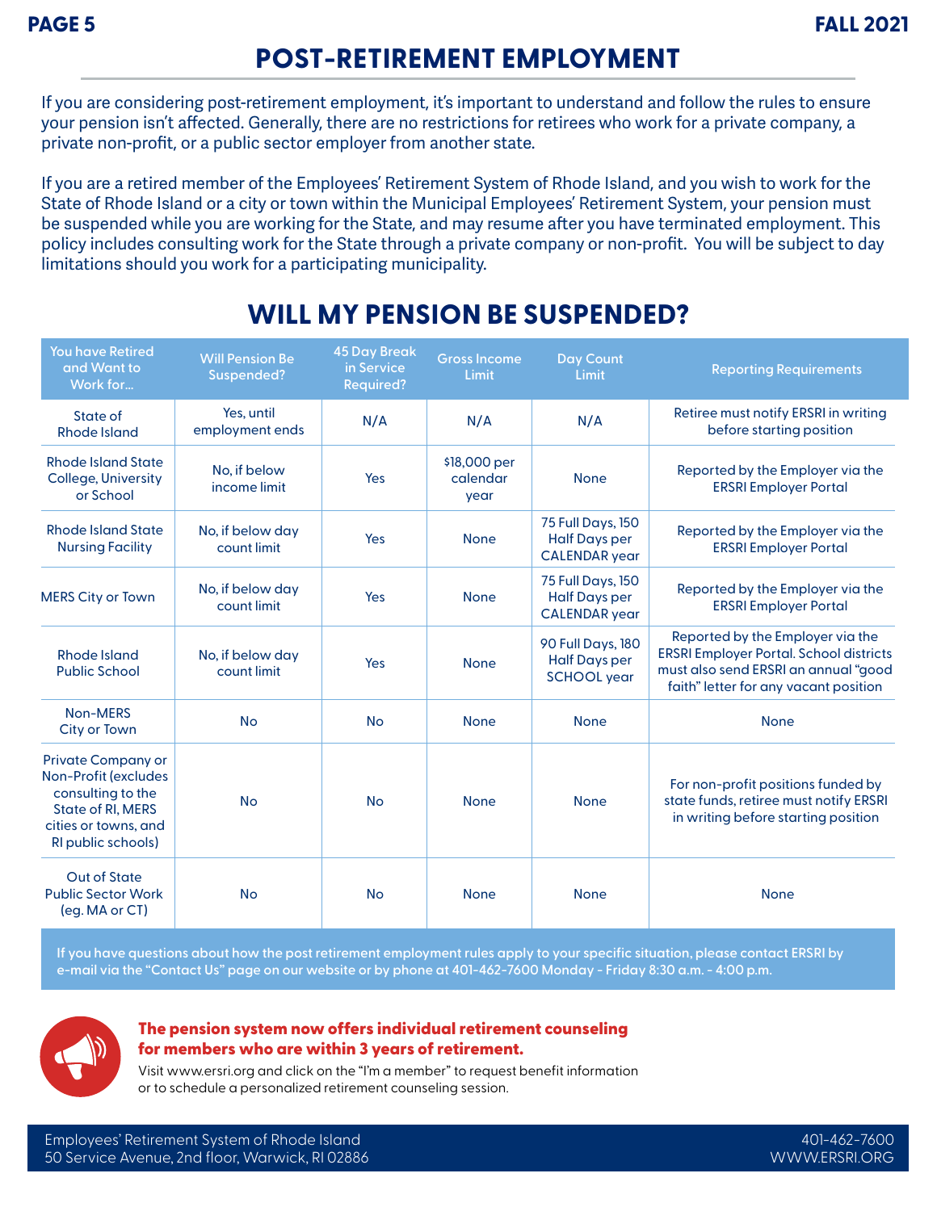# POST-RETIREMENT EMPLOYMENT

If you are considering post-retirement employment, it's important to understand and follow the rules to ensure your pension isn't affected. Generally, there are no restrictions for retirees who work for a private company, a private non-profit, or a public sector employer from another state.

If you are a retired member of the Employees' Retirement System of Rhode Island, and you wish to work for the State of Rhode Island or a city or town within the Municipal Employees' Retirement System, your pension must be suspended while you are working for the State, and may resume after you have terminated employment. This policy includes consulting work for the State through a private company or non-profit. You will be subject to day limitations should you work for a participating municipality.

## WILL MY PENSION BE SUSPENDED?

| You have Retired and Want to Work for... | Will Pension Be Suspended? | 45 Day Break in Service Required? | Gross Income Limit | Day Count Limit | Reporting Requirements |
|---|---|---|---|---|---|
| State of Rhode Island | Yes, until employment ends | N/A | N/A | N/A | Retiree must notify ERSRI in writing before starting position |
| Rhode Island State College, University or School | No, if below income limit | Yes | $18,000 per calendar year | None | Reported by the Employer via the ERSRI Employer Portal |
| Rhode Island State Nursing Facility | No, if below day count limit | Yes | None | 75 Full Days, 150 Half Days per CALENDAR year | Reported by the Employer via the ERSRI Employer Portal |
| MERS City or Town | No, if below day count limit | Yes | None | 75 Full Days, 150 Half Days per CALENDAR year | Reported by the Employer via the ERSRI Employer Portal |
| Rhode Island Public School | No, if below day count limit | Yes | None | 90 Full Days, 180 Half Days per SCHOOL year | Reported by the Employer via the ERSRI Employer Portal. School districts must also send ERSRI an annual "good faith" letter for any vacant position |
| Non-MERS City or Town | No | No | None | None | None |
| Private Company or Non-Profit (excludes consulting to the State of RI, MERS cities or towns, and RI public schools) | No | No | None | None | For non-profit positions funded by state funds, retiree must notify ERSRI in writing before starting position |
| Out of State Public Sector Work (eg. MA or CT) | No | No | None | None | None |

If you have questions about how the post retirement employment rules apply to your specific situation, please contact ERSRI by e-mail via the "Contact Us" page on our website or by phone at 401-462-7600 Monday - Friday 8:30 a.m. - 4:00 p.m.

**The pension system now offers individual retirement counseling for members who are within 3 years of retirement.**

Visit www.ersri.org and click on the "I'm a member" to request benefit information or to schedule a personalized retirement counseling session.

Employees' Retirement System of Rhode Island
50 Service Avenue, 2nd floor, Warwick, RI 02886

401-462-7600
WWW.ERSRI.ORG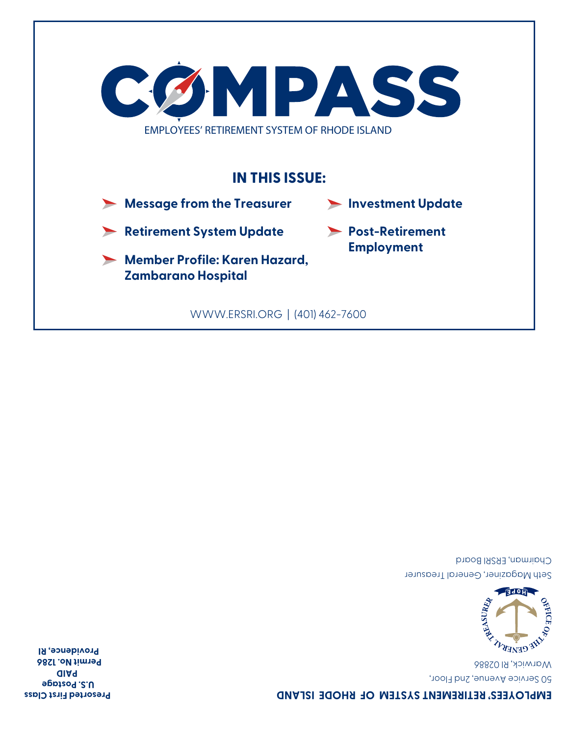# COMPASS

EMPLOYEES' RETIREMENT SYSTEM OF RHODE ISLAND

## IN THIS ISSUE:

- **Message from the Treasurer**
- **Retirement System Update**
- **Member Profile: Karen Hazard, Zambarano Hospital**
- **Investment Update**
- **Post-Retirement Employment**

WWW.ERSRI.ORG | (401) 462-7600

Chairman, ERSRI Board

Seth Magaziner, General Treasurer

OFFICE OF THE GENERAL TREASURER

HOPE

Warwick, RI 02886

50 Service Avenue, 2nd Floor,

**EMPLOYEES' RETIREMENT SYSTEM OF RHODE ISLAND**

**Presorted First Class**
**U.S. Postage**
**PAID**
**Permit No. 1286**
**Providence, RI**